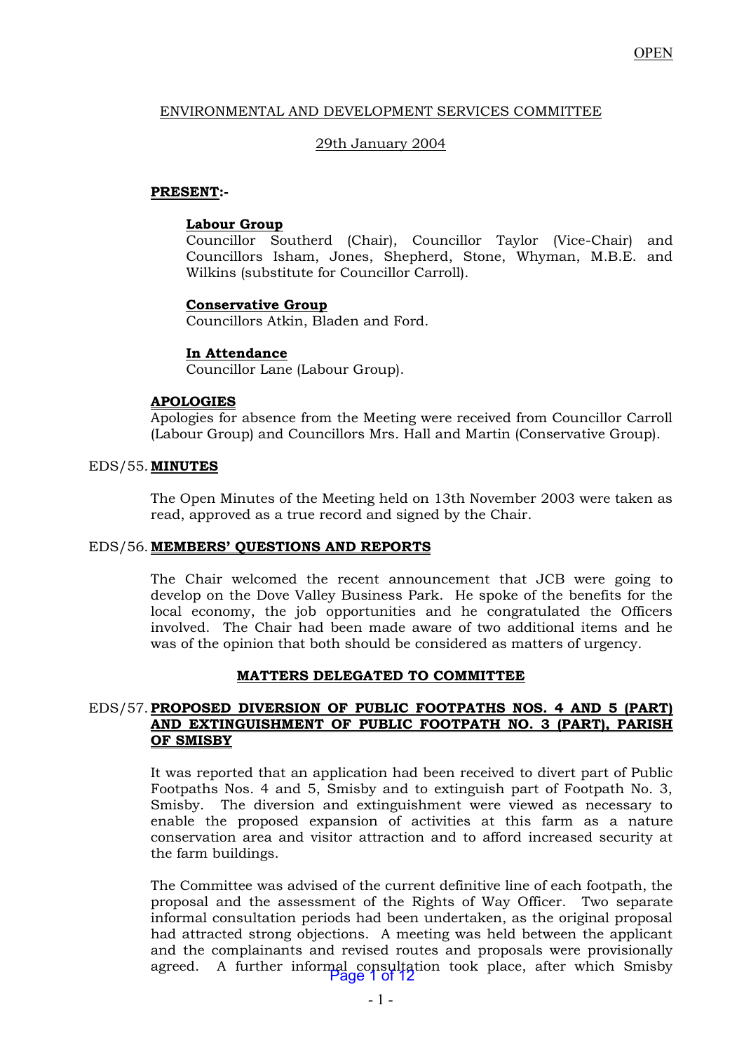OPEN

ENVIRONMENTAL AND DEVELOPMENT SERVICES COMMITTEE

29th January 2004

**PRESENT:-**

**Labour Group**
Councillor Southerd (Chair), Councillor Taylor (Vice-Chair) and Councillors Isham, Jones, Shepherd, Stone, Whyman, M.B.E. and Wilkins (substitute for Councillor Carroll).

**Conservative Group**
Councillors Atkin, Bladen and Ford.

**In Attendance**
Councillor Lane (Labour Group).

**APOLOGIES**
Apologies for absence from the Meeting were received from Councillor Carroll (Labour Group) and Councillors Mrs. Hall and Martin (Conservative Group).

EDS/55. **MINUTES**

The Open Minutes of the Meeting held on 13th November 2003 were taken as read, approved as a true record and signed by the Chair.

EDS/56. **MEMBERS' QUESTIONS AND REPORTS**

The Chair welcomed the recent announcement that JCB were going to develop on the Dove Valley Business Park. He spoke of the benefits for the local economy, the job opportunities and he congratulated the Officers involved. The Chair had been made aware of two additional items and he was of the opinion that both should be considered as matters of urgency.

**MATTERS DELEGATED TO COMMITTEE**

EDS/57. **PROPOSED DIVERSION OF PUBLIC FOOTPATHS NOS. 4 AND 5 (PART) AND EXTINGUISHMENT OF PUBLIC FOOTPATH NO. 3 (PART), PARISH OF SMISBY**

It was reported that an application had been received to divert part of Public Footpaths Nos. 4 and 5, Smisby and to extinguish part of Footpath No. 3, Smisby. The diversion and extinguishment were viewed as necessary to enable the proposed expansion of activities at this farm as a nature conservation area and visitor attraction and to afford increased security at the farm buildings.

The Committee was advised of the current definitive line of each footpath, the proposal and the assessment of the Rights of Way Officer. Two separate informal consultation periods had been undertaken, as the original proposal had attracted strong objections. A meeting was held between the applicant and the complainants and revised routes and proposals were provisionally agreed. A further informal consultation took place, after which Smisby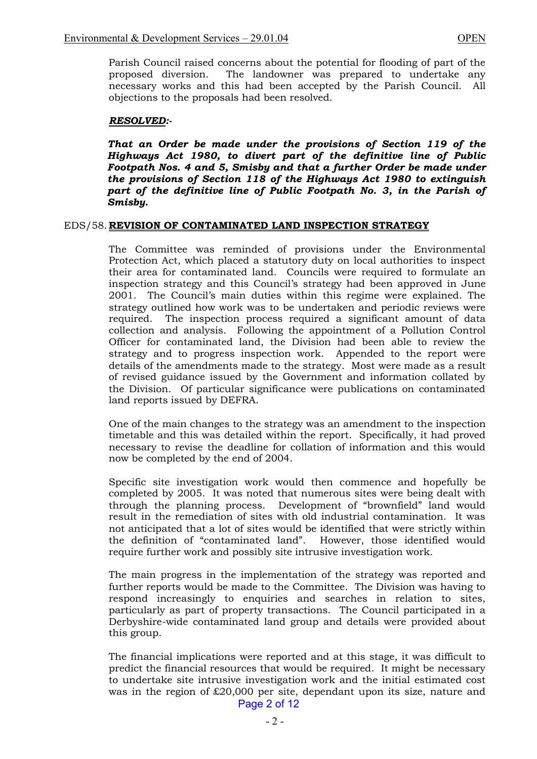Parish Council raised concerns about the potential for flooding of part of the proposed diversion. The landowner was prepared to undertake any necessary works and this had been accepted by the Parish Council. All objections to the proposals had been resolved.

***RESOLVED:-***

***That an Order be made under the provisions of Section 119 of the Highways Act 1980, to divert part of the definitive line of Public Footpath Nos. 4 and 5, Smisby and that a further Order be made under the provisions of Section 118 of the Highways Act 1980 to extinguish part of the definitive line of Public Footpath No. 3, in the Parish of Smisby.***

## EDS/58. REVISION OF CONTAMINATED LAND INSPECTION STRATEGY

The Committee was reminded of provisions under the Environmental Protection Act, which placed a statutory duty on local authorities to inspect their area for contaminated land. Councils were required to formulate an inspection strategy and this Council's strategy had been approved in June 2001. The Council's main duties within this regime were explained. The strategy outlined how work was to be undertaken and periodic reviews were required. The inspection process required a significant amount of data collection and analysis. Following the appointment of a Pollution Control Officer for contaminated land, the Division had been able to review the strategy and to progress inspection work. Appended to the report were details of the amendments made to the strategy. Most were made as a result of revised guidance issued by the Government and information collated by the Division. Of particular significance were publications on contaminated land reports issued by DEFRA.

One of the main changes to the strategy was an amendment to the inspection timetable and this was detailed within the report. Specifically, it had proved necessary to revise the deadline for collation of information and this would now be completed by the end of 2004.

Specific site investigation work would then commence and hopefully be completed by 2005. It was noted that numerous sites were being dealt with through the planning process. Development of "brownfield" land would result in the remediation of sites with old industrial contamination. It was not anticipated that a lot of sites would be identified that were strictly within the definition of "contaminated land". However, those identified would require further work and possibly site intrusive investigation work.

The main progress in the implementation of the strategy was reported and further reports would be made to the Committee. The Division was having to respond increasingly to enquiries and searches in relation to sites, particularly as part of property transactions. The Council participated in a Derbyshire-wide contaminated land group and details were provided about this group.

The financial implications were reported and at this stage, it was difficult to predict the financial resources that would be required. It might be necessary to undertake site intrusive investigation work and the initial estimated cost was in the region of £20,000 per site, dependant upon its size, nature and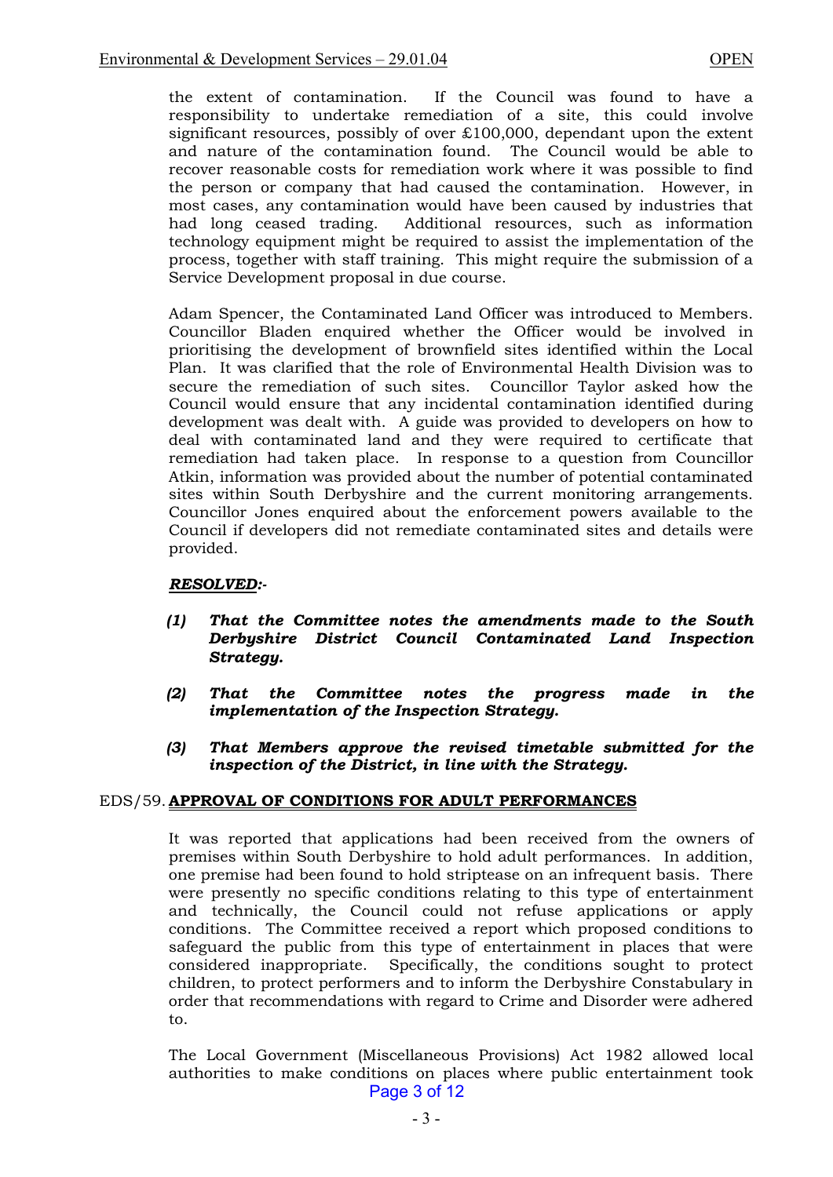the extent of contamination. If the Council was found to have a responsibility to undertake remediation of a site, this could involve significant resources, possibly of over £100,000, dependant upon the extent and nature of the contamination found. The Council would be able to recover reasonable costs for remediation work where it was possible to find the person or company that had caused the contamination. However, in most cases, any contamination would have been caused by industries that had long ceased trading. Additional resources, such as information technology equipment might be required to assist the implementation of the process, together with staff training. This might require the submission of a Service Development proposal in due course.

Adam Spencer, the Contaminated Land Officer was introduced to Members. Councillor Bladen enquired whether the Officer would be involved in prioritising the development of brownfield sites identified within the Local Plan. It was clarified that the role of Environmental Health Division was to secure the remediation of such sites. Councillor Taylor asked how the Council would ensure that any incidental contamination identified during development was dealt with. A guide was provided to developers on how to deal with contaminated land and they were required to certificate that remediation had taken place. In response to a question from Councillor Atkin, information was provided about the number of potential contaminated sites within South Derbyshire and the current monitoring arrangements. Councillor Jones enquired about the enforcement powers available to the Council if developers did not remediate contaminated sites and details were provided.

***RESOLVED:-***

***(1) That the Committee notes the amendments made to the South Derbyshire District Council Contaminated Land Inspection Strategy.***

***(2) That the Committee notes the progress made in the implementation of the Inspection Strategy.***

***(3) That Members approve the revised timetable submitted for the inspection of the District, in line with the Strategy.***

EDS/59. **APPROVAL OF CONDITIONS FOR ADULT PERFORMANCES**

It was reported that applications had been received from the owners of premises within South Derbyshire to hold adult performances. In addition, one premise had been found to hold striptease on an infrequent basis. There were presently no specific conditions relating to this type of entertainment and technically, the Council could not refuse applications or apply conditions. The Committee received a report which proposed conditions to safeguard the public from this type of entertainment in places that were considered inappropriate. Specifically, the conditions sought to protect children, to protect performers and to inform the Derbyshire Constabulary in order that recommendations with regard to Crime and Disorder were adhered to.

The Local Government (Miscellaneous Provisions) Act 1982 allowed local authorities to make conditions on places where public entertainment took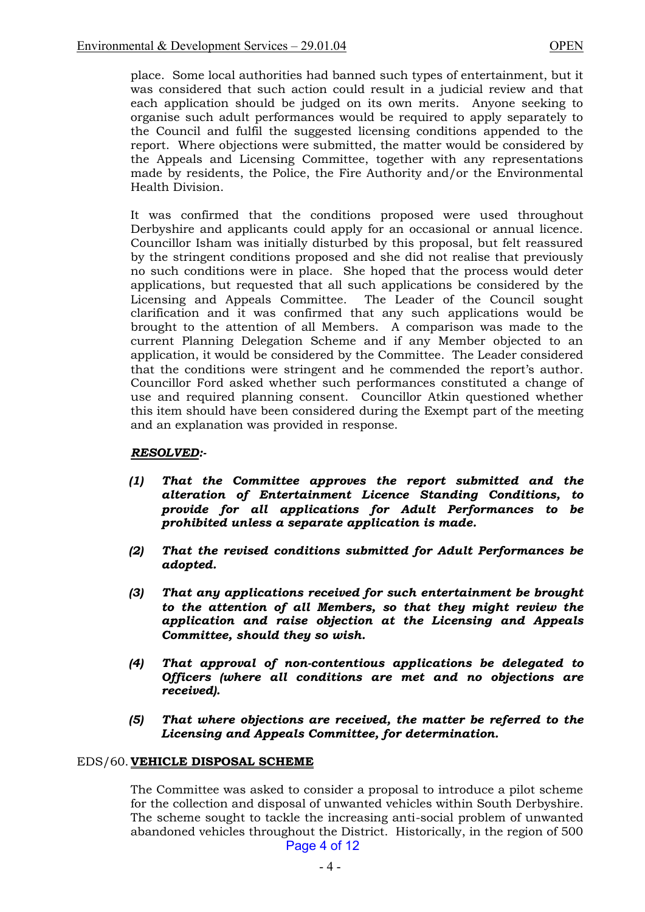place. Some local authorities had banned such types of entertainment, but it was considered that such action could result in a judicial review and that each application should be judged on its own merits. Anyone seeking to organise such adult performances would be required to apply separately to the Council and fulfil the suggested licensing conditions appended to the report. Where objections were submitted, the matter would be considered by the Appeals and Licensing Committee, together with any representations made by residents, the Police, the Fire Authority and/or the Environmental Health Division.

It was confirmed that the conditions proposed were used throughout Derbyshire and applicants could apply for an occasional or annual licence. Councillor Isham was initially disturbed by this proposal, but felt reassured by the stringent conditions proposed and she did not realise that previously no such conditions were in place. She hoped that the process would deter applications, but requested that all such applications be considered by the Licensing and Appeals Committee. The Leader of the Council sought clarification and it was confirmed that any such applications would be brought to the attention of all Members. A comparison was made to the current Planning Delegation Scheme and if any Member objected to an application, it would be considered by the Committee. The Leader considered that the conditions were stringent and he commended the report's author. Councillor Ford asked whether such performances constituted a change of use and required planning consent. Councillor Atkin questioned whether this item should have been considered during the Exempt part of the meeting and an explanation was provided in response.

***RESOLVED:-***

***(1) That the Committee approves the report submitted and the alteration of Entertainment Licence Standing Conditions, to provide for all applications for Adult Performances to be prohibited unless a separate application is made.***

***(2) That the revised conditions submitted for Adult Performances be adopted.***

***(3) That any applications received for such entertainment be brought to the attention of all Members, so that they might review the application and raise objection at the Licensing and Appeals Committee, should they so wish.***

***(4) That approval of non-contentious applications be delegated to Officers (where all conditions are met and no objections are received).***

***(5) That where objections are received, the matter be referred to the Licensing and Appeals Committee, for determination.***

## EDS/60. VEHICLE DISPOSAL SCHEME

The Committee was asked to consider a proposal to introduce a pilot scheme for the collection and disposal of unwanted vehicles within South Derbyshire. The scheme sought to tackle the increasing anti-social problem of unwanted abandoned vehicles throughout the District. Historically, in the region of 500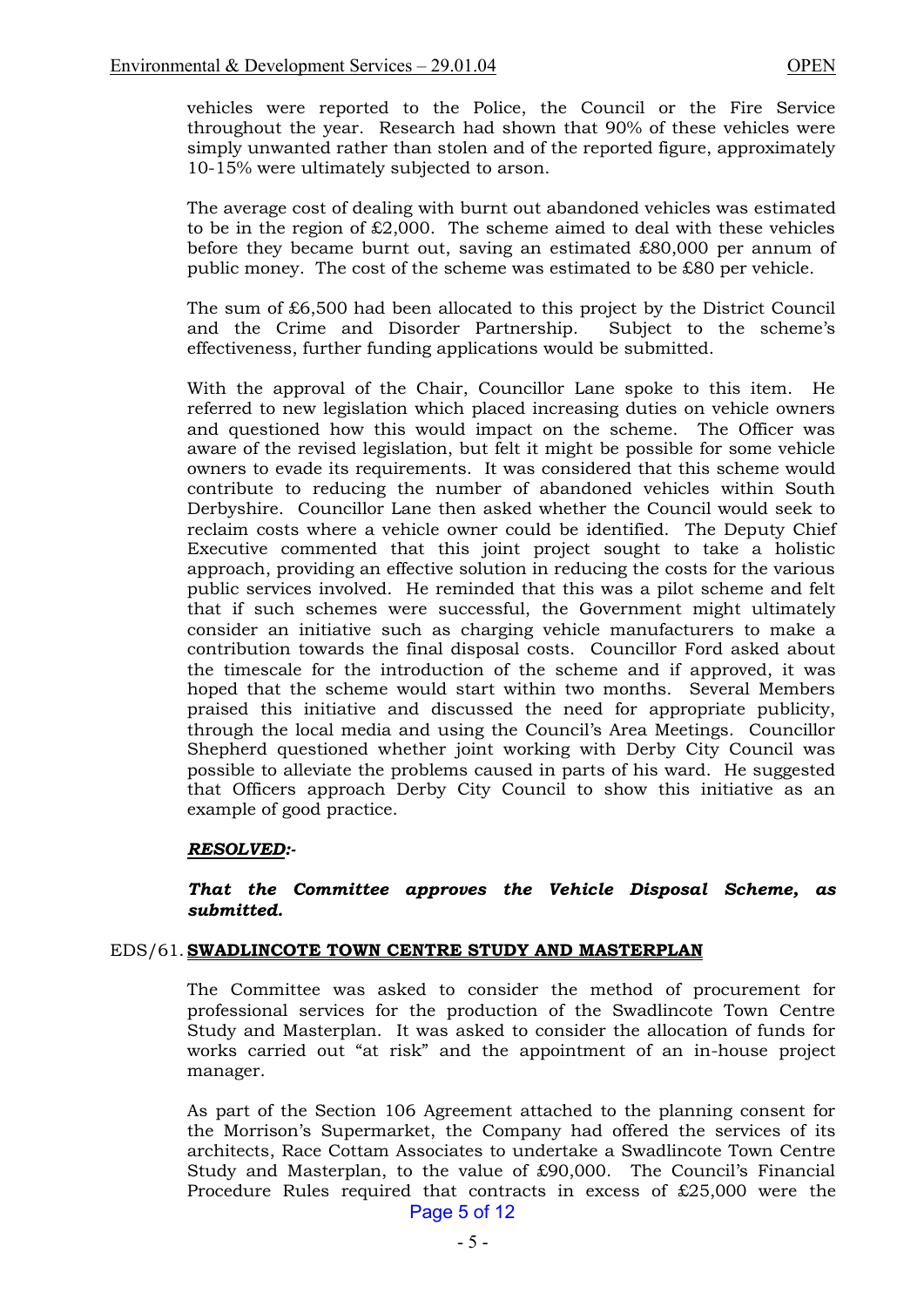vehicles were reported to the Police, the Council or the Fire Service throughout the year. Research had shown that 90% of these vehicles were simply unwanted rather than stolen and of the reported figure, approximately 10-15% were ultimately subjected to arson.

The average cost of dealing with burnt out abandoned vehicles was estimated to be in the region of £2,000. The scheme aimed to deal with these vehicles before they became burnt out, saving an estimated £80,000 per annum of public money. The cost of the scheme was estimated to be £80 per vehicle.

The sum of £6,500 had been allocated to this project by the District Council and the Crime and Disorder Partnership. Subject to the scheme's effectiveness, further funding applications would be submitted.

With the approval of the Chair, Councillor Lane spoke to this item. He referred to new legislation which placed increasing duties on vehicle owners and questioned how this would impact on the scheme. The Officer was aware of the revised legislation, but felt it might be possible for some vehicle owners to evade its requirements. It was considered that this scheme would contribute to reducing the number of abandoned vehicles within South Derbyshire. Councillor Lane then asked whether the Council would seek to reclaim costs where a vehicle owner could be identified. The Deputy Chief Executive commented that this joint project sought to take a holistic approach, providing an effective solution in reducing the costs for the various public services involved. He reminded that this was a pilot scheme and felt that if such schemes were successful, the Government might ultimately consider an initiative such as charging vehicle manufacturers to make a contribution towards the final disposal costs. Councillor Ford asked about the timescale for the introduction of the scheme and if approved, it was hoped that the scheme would start within two months. Several Members praised this initiative and discussed the need for appropriate publicity, through the local media and using the Council's Area Meetings. Councillor Shepherd questioned whether joint working with Derby City Council was possible to alleviate the problems caused in parts of his ward. He suggested that Officers approach Derby City Council to show this initiative as an example of good practice.

***RESOLVED:-***

***That the Committee approves the Vehicle Disposal Scheme, as submitted.***

## EDS/61. SWADLINCOTE TOWN CENTRE STUDY AND MASTERPLAN

The Committee was asked to consider the method of procurement for professional services for the production of the Swadlincote Town Centre Study and Masterplan. It was asked to consider the allocation of funds for works carried out "at risk" and the appointment of an in-house project manager.

As part of the Section 106 Agreement attached to the planning consent for the Morrison's Supermarket, the Company had offered the services of its architects, Race Cottam Associates to undertake a Swadlincote Town Centre Study and Masterplan, to the value of £90,000. The Council's Financial Procedure Rules required that contracts in excess of £25,000 were the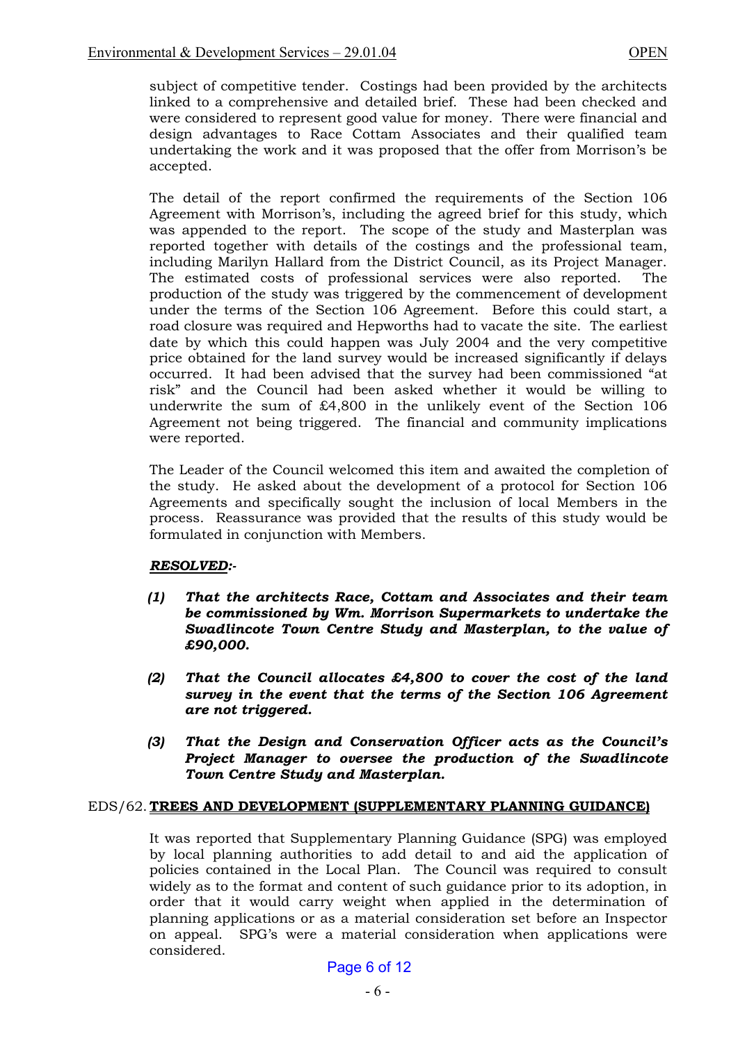subject of competitive tender. Costings had been provided by the architects linked to a comprehensive and detailed brief. These had been checked and were considered to represent good value for money. There were financial and design advantages to Race Cottam Associates and their qualified team undertaking the work and it was proposed that the offer from Morrison's be accepted.

The detail of the report confirmed the requirements of the Section 106 Agreement with Morrison's, including the agreed brief for this study, which was appended to the report. The scope of the study and Masterplan was reported together with details of the costings and the professional team, including Marilyn Hallard from the District Council, as its Project Manager. The estimated costs of professional services were also reported. The production of the study was triggered by the commencement of development under the terms of the Section 106 Agreement. Before this could start, a road closure was required and Hepworths had to vacate the site. The earliest date by which this could happen was July 2004 and the very competitive price obtained for the land survey would be increased significantly if delays occurred. It had been advised that the survey had been commissioned "at risk" and the Council had been asked whether it would be willing to underwrite the sum of £4,800 in the unlikely event of the Section 106 Agreement not being triggered. The financial and community implications were reported.

The Leader of the Council welcomed this item and awaited the completion of the study. He asked about the development of a protocol for Section 106 Agreements and specifically sought the inclusion of local Members in the process. Reassurance was provided that the results of this study would be formulated in conjunction with Members.

***RESOLVED:-***

***(1) That the architects Race, Cottam and Associates and their team be commissioned by Wm. Morrison Supermarkets to undertake the Swadlincote Town Centre Study and Masterplan, to the value of £90,000.***

***(2) That the Council allocates £4,800 to cover the cost of the land survey in the event that the terms of the Section 106 Agreement are not triggered.***

***(3) That the Design and Conservation Officer acts as the Council's Project Manager to oversee the production of the Swadlincote Town Centre Study and Masterplan.***

EDS/62. **TREES AND DEVELOPMENT (SUPPLEMENTARY PLANNING GUIDANCE)**

It was reported that Supplementary Planning Guidance (SPG) was employed by local planning authorities to add detail to and aid the application of policies contained in the Local Plan. The Council was required to consult widely as to the format and content of such guidance prior to its adoption, in order that it would carry weight when applied in the determination of planning applications or as a material consideration set before an Inspector on appeal. SPG's were a material consideration when applications were considered.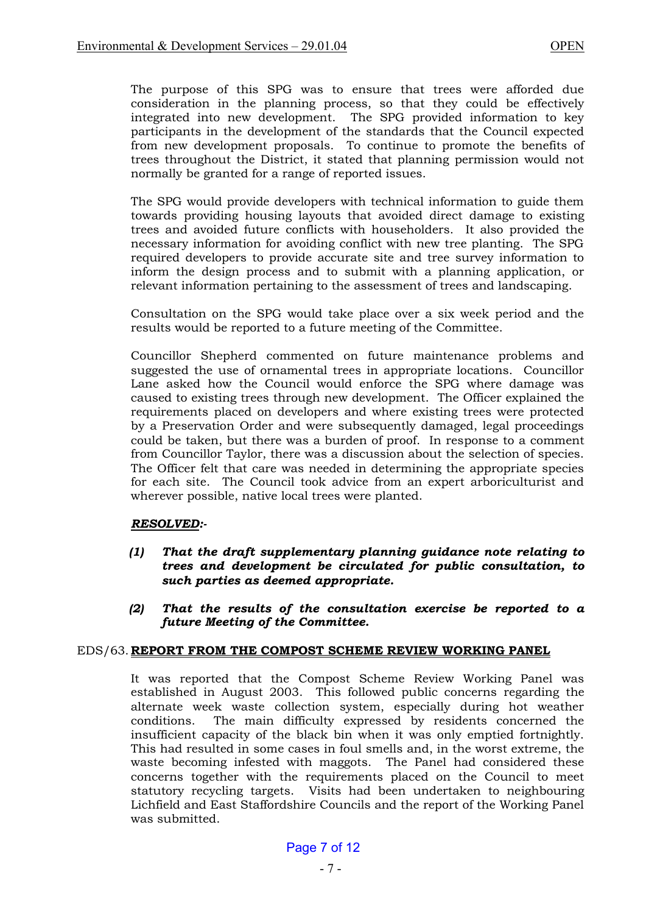The purpose of this SPG was to ensure that trees were afforded due consideration in the planning process, so that they could be effectively integrated into new development. The SPG provided information to key participants in the development of the standards that the Council expected from new development proposals. To continue to promote the benefits of trees throughout the District, it stated that planning permission would not normally be granted for a range of reported issues.

The SPG would provide developers with technical information to guide them towards providing housing layouts that avoided direct damage to existing trees and avoided future conflicts with householders. It also provided the necessary information for avoiding conflict with new tree planting. The SPG required developers to provide accurate site and tree survey information to inform the design process and to submit with a planning application, or relevant information pertaining to the assessment of trees and landscaping.

Consultation on the SPG would take place over a six week period and the results would be reported to a future meeting of the Committee.

Councillor Shepherd commented on future maintenance problems and suggested the use of ornamental trees in appropriate locations. Councillor Lane asked how the Council would enforce the SPG where damage was caused to existing trees through new development. The Officer explained the requirements placed on developers and where existing trees were protected by a Preservation Order and were subsequently damaged, legal proceedings could be taken, but there was a burden of proof. In response to a comment from Councillor Taylor, there was a discussion about the selection of species. The Officer felt that care was needed in determining the appropriate species for each site. The Council took advice from an expert arboriculturist and wherever possible, native local trees were planted.

***RESOLVED:-***

***(1) That the draft supplementary planning guidance note relating to trees and development be circulated for public consultation, to such parties as deemed appropriate.***

***(2) That the results of the consultation exercise be reported to a future Meeting of the Committee.***

## EDS/63. REPORT FROM THE COMPOST SCHEME REVIEW WORKING PANEL

It was reported that the Compost Scheme Review Working Panel was established in August 2003. This followed public concerns regarding the alternate week waste collection system, especially during hot weather conditions. The main difficulty expressed by residents concerned the insufficient capacity of the black bin when it was only emptied fortnightly. This had resulted in some cases in foul smells and, in the worst extreme, the waste becoming infested with maggots. The Panel had considered these concerns together with the requirements placed on the Council to meet statutory recycling targets. Visits had been undertaken to neighbouring Lichfield and East Staffordshire Councils and the report of the Working Panel was submitted.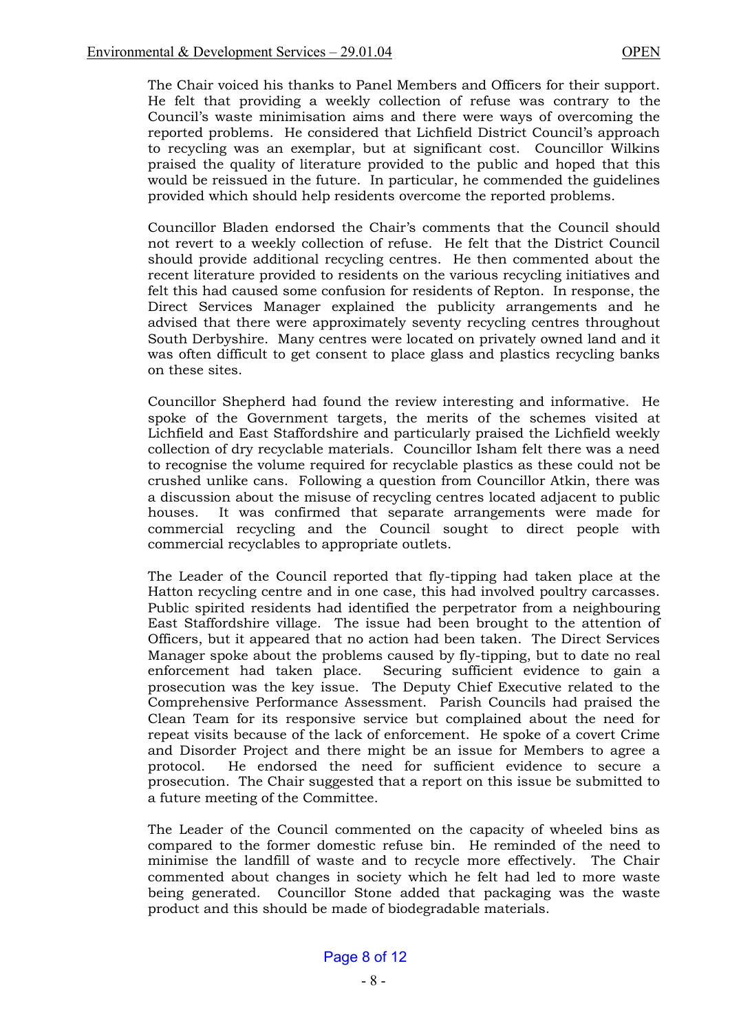The Chair voiced his thanks to Panel Members and Officers for their support. He felt that providing a weekly collection of refuse was contrary to the Council's waste minimisation aims and there were ways of overcoming the reported problems. He considered that Lichfield District Council's approach to recycling was an exemplar, but at significant cost. Councillor Wilkins praised the quality of literature provided to the public and hoped that this would be reissued in the future. In particular, he commended the guidelines provided which should help residents overcome the reported problems.

Councillor Bladen endorsed the Chair's comments that the Council should not revert to a weekly collection of refuse. He felt that the District Council should provide additional recycling centres. He then commented about the recent literature provided to residents on the various recycling initiatives and felt this had caused some confusion for residents of Repton. In response, the Direct Services Manager explained the publicity arrangements and he advised that there were approximately seventy recycling centres throughout South Derbyshire. Many centres were located on privately owned land and it was often difficult to get consent to place glass and plastics recycling banks on these sites.

Councillor Shepherd had found the review interesting and informative. He spoke of the Government targets, the merits of the schemes visited at Lichfield and East Staffordshire and particularly praised the Lichfield weekly collection of dry recyclable materials. Councillor Isham felt there was a need to recognise the volume required for recyclable plastics as these could not be crushed unlike cans. Following a question from Councillor Atkin, there was a discussion about the misuse of recycling centres located adjacent to public houses. It was confirmed that separate arrangements were made for commercial recycling and the Council sought to direct people with commercial recyclables to appropriate outlets.

The Leader of the Council reported that fly-tipping had taken place at the Hatton recycling centre and in one case, this had involved poultry carcasses. Public spirited residents had identified the perpetrator from a neighbouring East Staffordshire village. The issue had been brought to the attention of Officers, but it appeared that no action had been taken. The Direct Services Manager spoke about the problems caused by fly-tipping, but to date no real enforcement had taken place. Securing sufficient evidence to gain a prosecution was the key issue. The Deputy Chief Executive related to the Comprehensive Performance Assessment. Parish Councils had praised the Clean Team for its responsive service but complained about the need for repeat visits because of the lack of enforcement. He spoke of a covert Crime and Disorder Project and there might be an issue for Members to agree a protocol. He endorsed the need for sufficient evidence to secure a prosecution. The Chair suggested that a report on this issue be submitted to a future meeting of the Committee.

The Leader of the Council commented on the capacity of wheeled bins as compared to the former domestic refuse bin. He reminded of the need to minimise the landfill of waste and to recycle more effectively. The Chair commented about changes in society which he felt had led to more waste being generated. Councillor Stone added that packaging was the waste product and this should be made of biodegradable materials.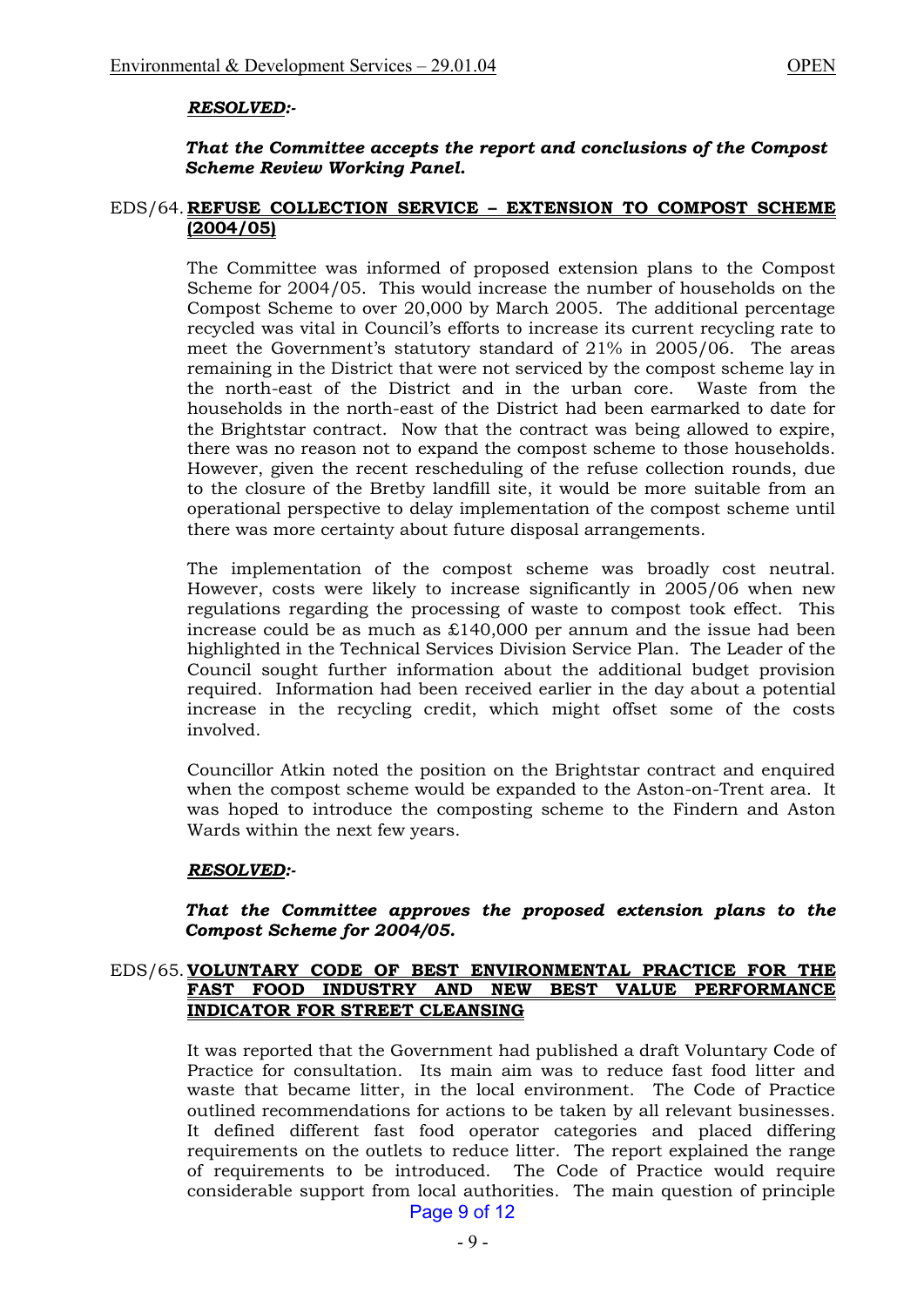***RESOLVED:-***

***That the Committee accepts the report and conclusions of the Compost Scheme Review Working Panel.***

## EDS/64. REFUSE COLLECTION SERVICE – EXTENSION TO COMPOST SCHEME (2004/05)

The Committee was informed of proposed extension plans to the Compost Scheme for 2004/05. This would increase the number of households on the Compost Scheme to over 20,000 by March 2005. The additional percentage recycled was vital in Council's efforts to increase its current recycling rate to meet the Government's statutory standard of 21% in 2005/06. The areas remaining in the District that were not serviced by the compost scheme lay in the north-east of the District and in the urban core. Waste from the households in the north-east of the District had been earmarked to date for the Brightstar contract. Now that the contract was being allowed to expire, there was no reason not to expand the compost scheme to those households. However, given the recent rescheduling of the refuse collection rounds, due to the closure of the Bretby landfill site, it would be more suitable from an operational perspective to delay implementation of the compost scheme until there was more certainty about future disposal arrangements.

The implementation of the compost scheme was broadly cost neutral. However, costs were likely to increase significantly in 2005/06 when new regulations regarding the processing of waste to compost took effect. This increase could be as much as £140,000 per annum and the issue had been highlighted in the Technical Services Division Service Plan. The Leader of the Council sought further information about the additional budget provision required. Information had been received earlier in the day about a potential increase in the recycling credit, which might offset some of the costs involved.

Councillor Atkin noted the position on the Brightstar contract and enquired when the compost scheme would be expanded to the Aston-on-Trent area. It was hoped to introduce the composting scheme to the Findern and Aston Wards within the next few years.

***RESOLVED:-***

***That the Committee approves the proposed extension plans to the Compost Scheme for 2004/05.***

## EDS/65. VOLUNTARY CODE OF BEST ENVIRONMENTAL PRACTICE FOR THE FAST FOOD INDUSTRY AND NEW BEST VALUE PERFORMANCE INDICATOR FOR STREET CLEANSING

It was reported that the Government had published a draft Voluntary Code of Practice for consultation. Its main aim was to reduce fast food litter and waste that became litter, in the local environment. The Code of Practice outlined recommendations for actions to be taken by all relevant businesses. It defined different fast food operator categories and placed differing requirements on the outlets to reduce litter. The report explained the range of requirements to be introduced. The Code of Practice would require considerable support from local authorities. The main question of principle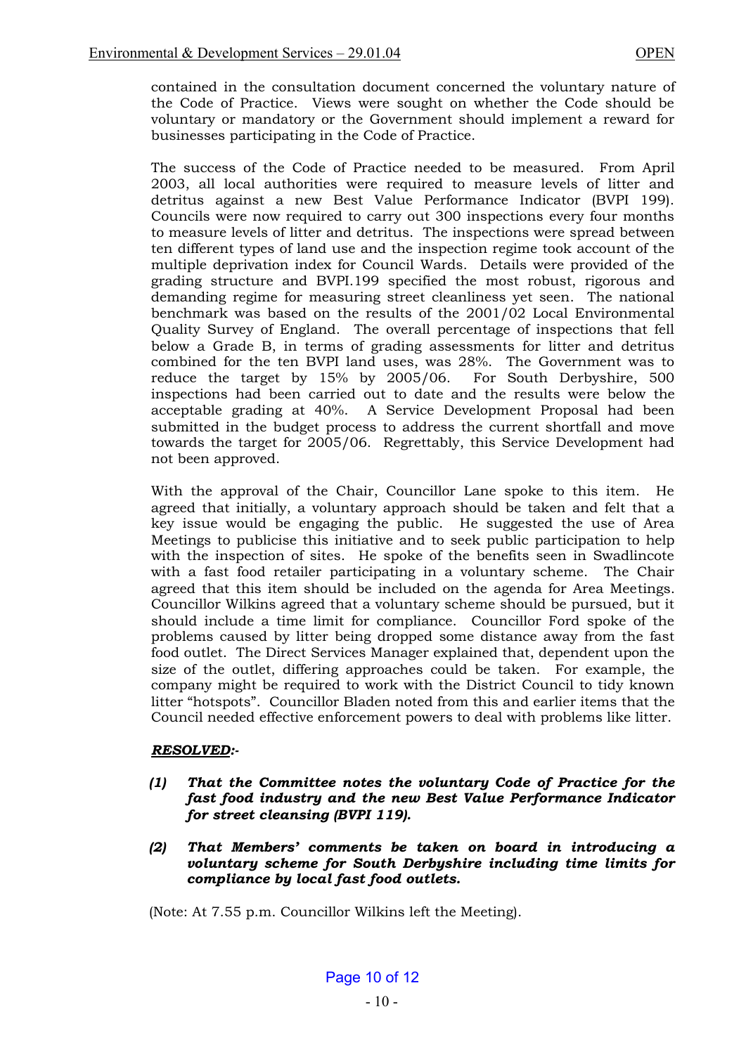contained in the consultation document concerned the voluntary nature of the Code of Practice. Views were sought on whether the Code should be voluntary or mandatory or the Government should implement a reward for businesses participating in the Code of Practice.

The success of the Code of Practice needed to be measured. From April 2003, all local authorities were required to measure levels of litter and detritus against a new Best Value Performance Indicator (BVPI 199). Councils were now required to carry out 300 inspections every four months to measure levels of litter and detritus. The inspections were spread between ten different types of land use and the inspection regime took account of the multiple deprivation index for Council Wards. Details were provided of the grading structure and BVPI.199 specified the most robust, rigorous and demanding regime for measuring street cleanliness yet seen. The national benchmark was based on the results of the 2001/02 Local Environmental Quality Survey of England. The overall percentage of inspections that fell below a Grade B, in terms of grading assessments for litter and detritus combined for the ten BVPI land uses, was 28%. The Government was to reduce the target by 15% by 2005/06. For South Derbyshire, 500 inspections had been carried out to date and the results were below the acceptable grading at 40%. A Service Development Proposal had been submitted in the budget process to address the current shortfall and move towards the target for 2005/06. Regrettably, this Service Development had not been approved.

With the approval of the Chair, Councillor Lane spoke to this item. He agreed that initially, a voluntary approach should be taken and felt that a key issue would be engaging the public. He suggested the use of Area Meetings to publicise this initiative and to seek public participation to help with the inspection of sites. He spoke of the benefits seen in Swadlincote with a fast food retailer participating in a voluntary scheme. The Chair agreed that this item should be included on the agenda for Area Meetings. Councillor Wilkins agreed that a voluntary scheme should be pursued, but it should include a time limit for compliance. Councillor Ford spoke of the problems caused by litter being dropped some distance away from the fast food outlet. The Direct Services Manager explained that, dependent upon the size of the outlet, differing approaches could be taken. For example, the company might be required to work with the District Council to tidy known litter "hotspots". Councillor Bladen noted from this and earlier items that the Council needed effective enforcement powers to deal with problems like litter.

***RESOLVED:-***

***(1) That the Committee notes the voluntary Code of Practice for the fast food industry and the new Best Value Performance Indicator for street cleansing (BVPI 119).***

***(2) That Members' comments be taken on board in introducing a voluntary scheme for South Derbyshire including time limits for compliance by local fast food outlets.***

(Note: At 7.55 p.m. Councillor Wilkins left the Meeting).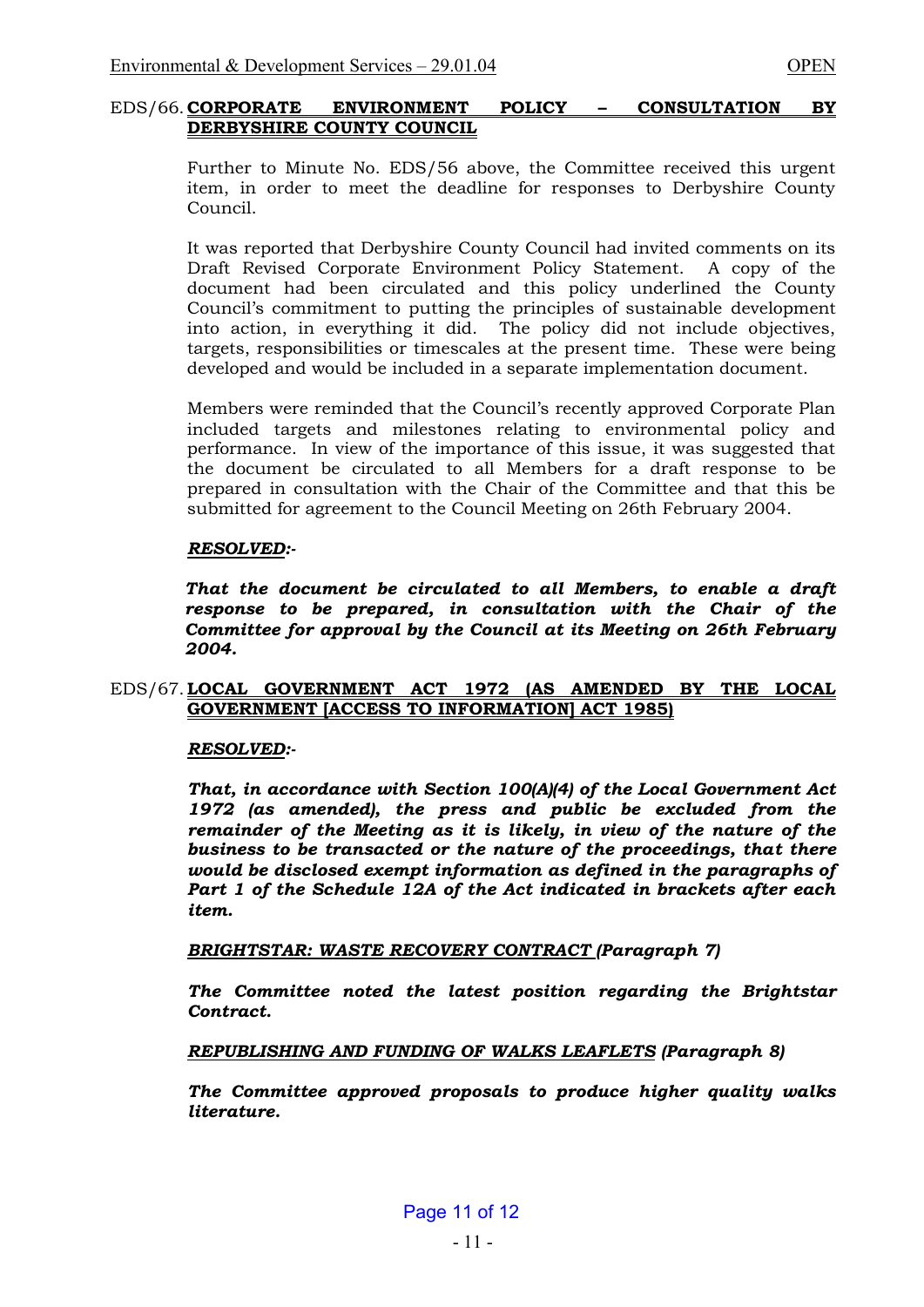EDS/66. **CORPORATE ENVIRONMENT POLICY – CONSULTATION BY DERBYSHIRE COUNTY COUNCIL**

Further to Minute No. EDS/56 above, the Committee received this urgent item, in order to meet the deadline for responses to Derbyshire County Council.

It was reported that Derbyshire County Council had invited comments on its Draft Revised Corporate Environment Policy Statement. A copy of the document had been circulated and this policy underlined the County Council's commitment to putting the principles of sustainable development into action, in everything it did. The policy did not include objectives, targets, responsibilities or timescales at the present time. These were being developed and would be included in a separate implementation document.

Members were reminded that the Council's recently approved Corporate Plan included targets and milestones relating to environmental policy and performance. In view of the importance of this issue, it was suggested that the document be circulated to all Members for a draft response to be prepared in consultation with the Chair of the Committee and that this be submitted for agreement to the Council Meeting on 26th February 2004.

***RESOLVED:-***

***That the document be circulated to all Members, to enable a draft response to be prepared, in consultation with the Chair of the Committee for approval by the Council at its Meeting on 26th February 2004.***

EDS/67. **LOCAL GOVERNMENT ACT 1972 (AS AMENDED BY THE LOCAL GOVERNMENT [ACCESS TO INFORMATION] ACT 1985)**

***RESOLVED:-***

***That, in accordance with Section 100(A)(4) of the Local Government Act 1972 (as amended), the press and public be excluded from the remainder of the Meeting as it is likely, in view of the nature of the business to be transacted or the nature of the proceedings, that there would be disclosed exempt information as defined in the paragraphs of Part 1 of the Schedule 12A of the Act indicated in brackets after each item.***

***BRIGHTSTAR: WASTE RECOVERY CONTRACT (Paragraph 7)***

***The Committee noted the latest position regarding the Brightstar Contract.***

***REPUBLISHING AND FUNDING OF WALKS LEAFLETS (Paragraph 8)***

***The Committee approved proposals to produce higher quality walks literature.***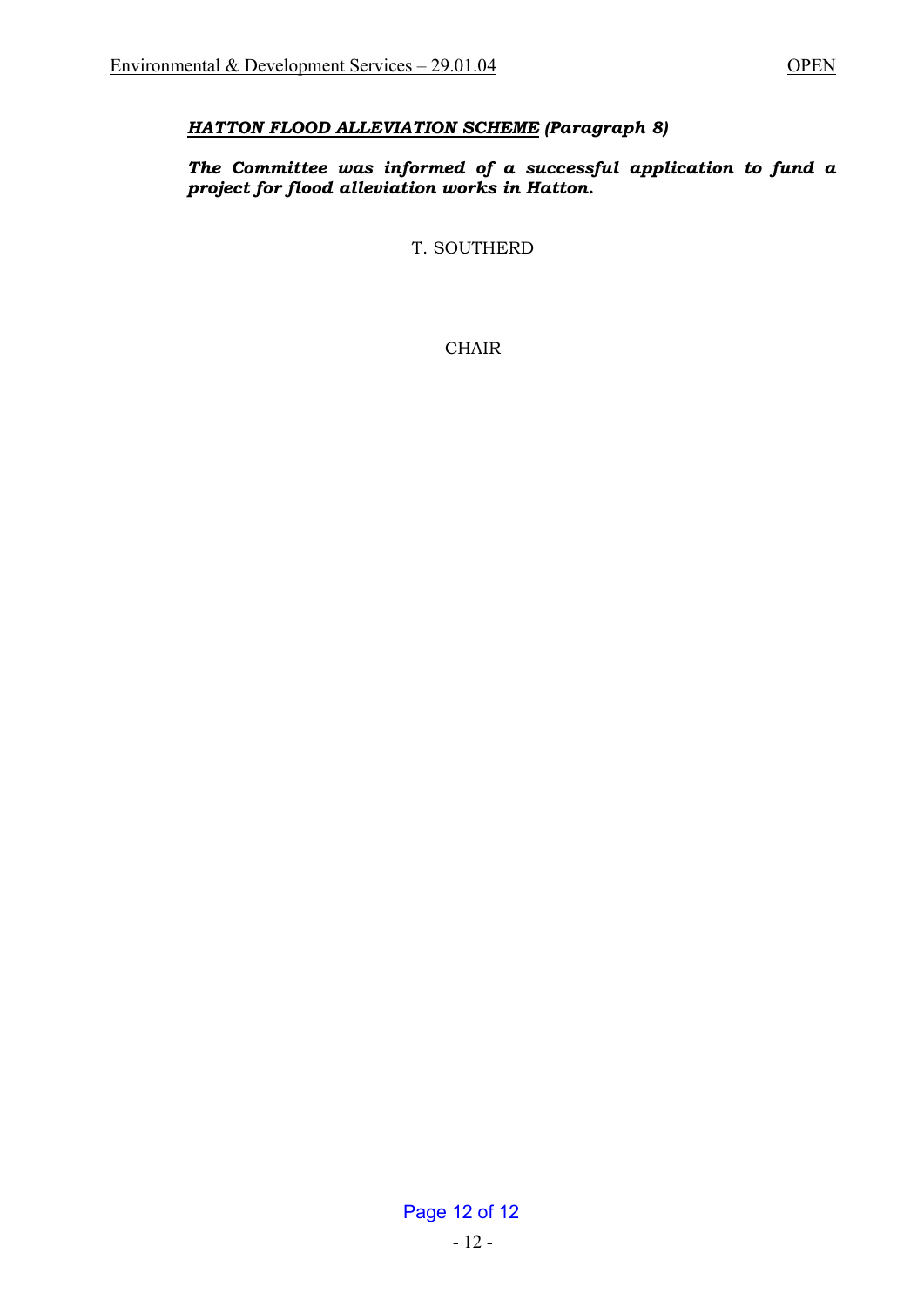***<u>HATTON FLOOD ALLEVIATION SCHEME</u> (Paragraph 8)***

***The Committee was informed of a successful application to fund a project for flood alleviation works in Hatton.***

T. SOUTHERD

CHAIR